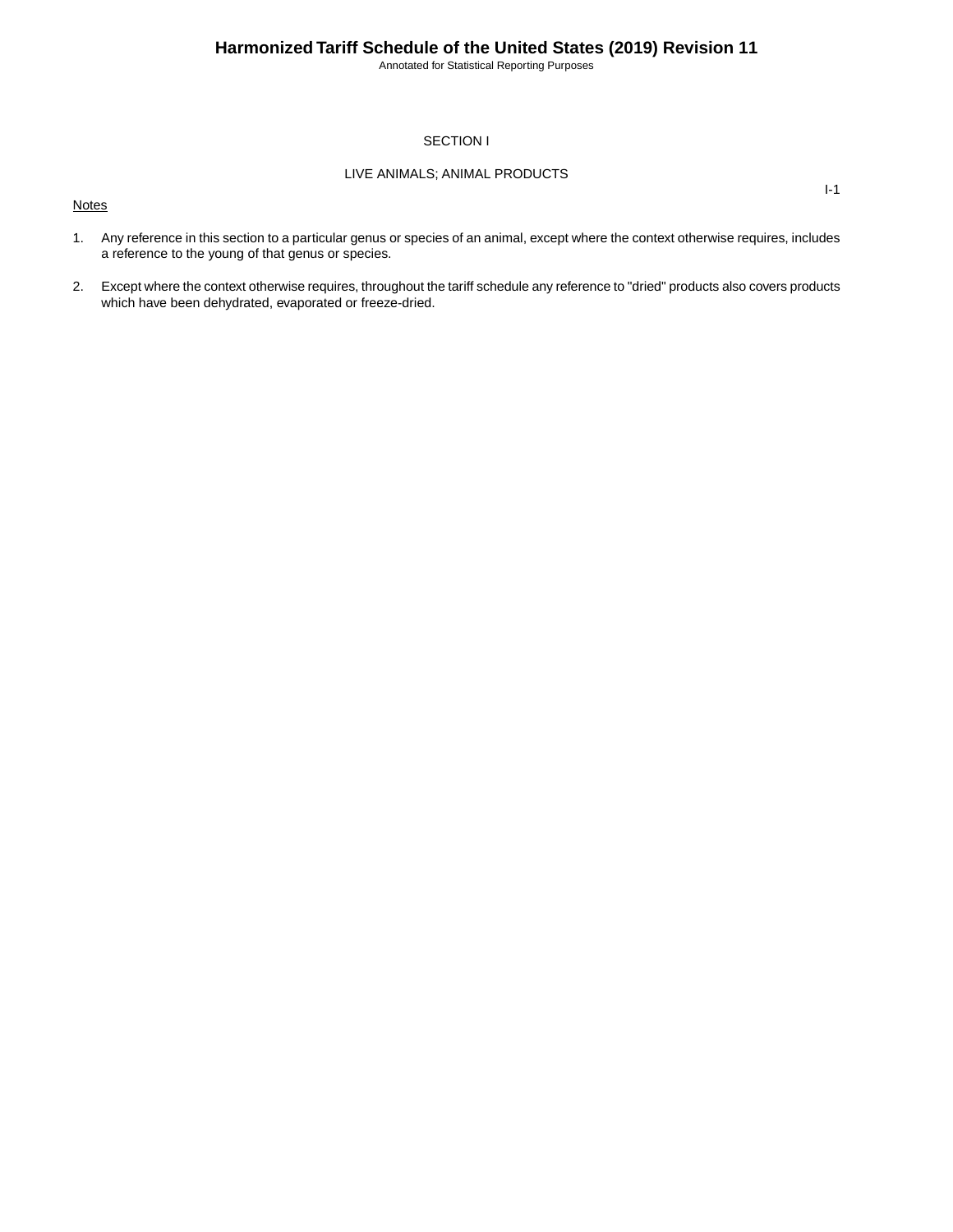# SECTION I

## LIVE ANIMALS; ANIMAL PRODUCTS

Notes

1. Any reference in this section to a particular genus or species of an animal, except where the context otherwise requires, includes a reference to the young of that genus or species.

2. Except where the context otherwise requires, throughout the tariff schedule any reference to "dried" products also covers products which have been dehydrated, evaporated or freeze-dried.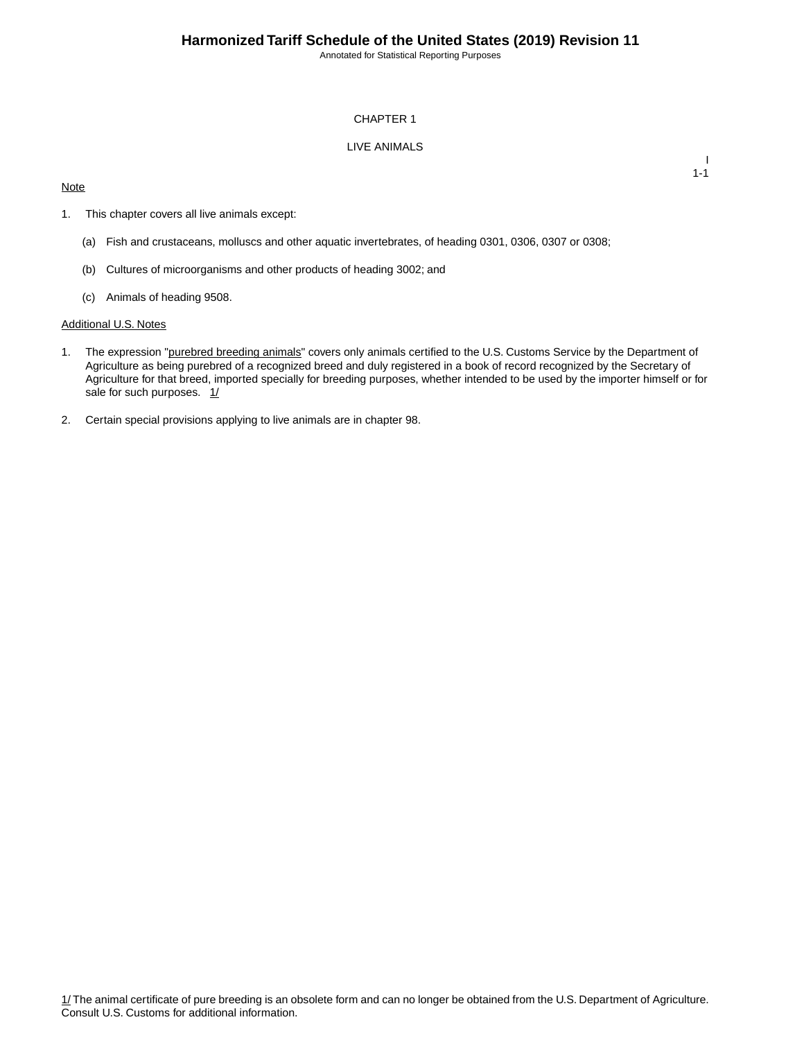# CHAPTER 1

## LIVE ANIMALS

Note

1. This chapter covers all live animals except:

   (a) Fish and crustaceans, molluscs and other aquatic invertebrates, of heading 0301, 0306, 0307 or 0308;

   (b) Cultures of microorganisms and other products of heading 3002; and

   (c) Animals of heading 9508.

Additional U.S. Notes

1. The expression "purebred breeding animals" covers only animals certified to the U.S. Customs Service by the Department of Agriculture as being purebred of a recognized breed and duly registered in a book of record recognized by the Secretary of Agriculture for that breed, imported specially for breeding purposes, whether intended to be used by the importer himself or for sale for such purposes. 1/

2. Certain special provisions applying to live animals are in chapter 98.

1/ The animal certificate of pure breeding is an obsolete form and can no longer be obtained from the U.S. Department of Agriculture. Consult U.S. Customs for additional information.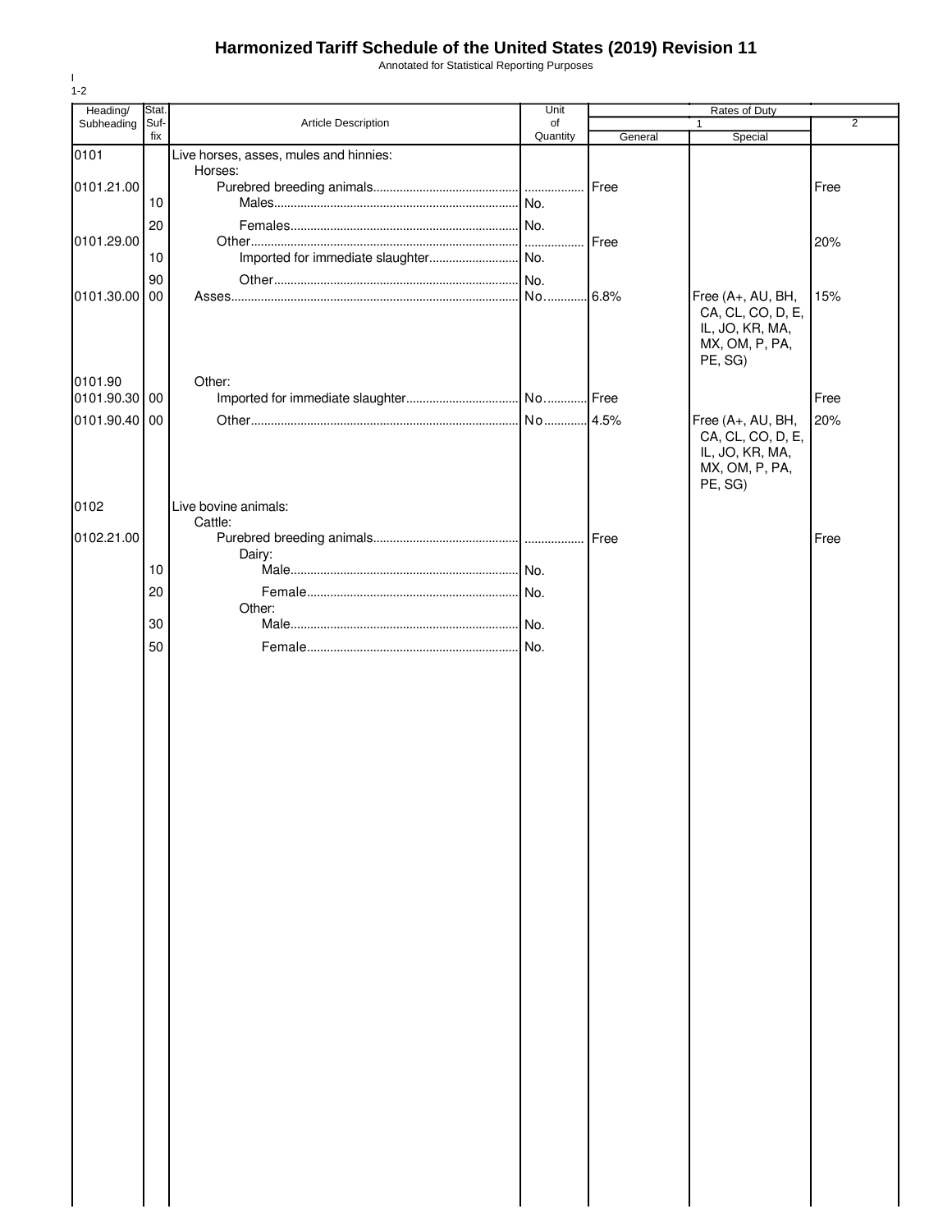# Harmonized Tariff Schedule of the United States (2019) Revision 11

Annotated for Statistical Reporting Purposes

I
1-2

| Heading/ Subheading | Stat. Suf- fix | Article Description | Unit of Quantity | Rates of Duty 1 General | Rates of Duty 1 Special | Rates of Duty 2 |
|---|---|---|---|---|---|---|
| 0101 | | Live horses, asses, mules and hinnies: | | | | |
| | | Horses: | | | | |
| 0101.21.00 | | Purebred breeding animals | | Free | | Free |
| | 10 | Males | No. | | | |
| | 20 | Females | No. | | | |
| 0101.29.00 | | Other | | Free | | 20% |
| | 10 | Imported for immediate slaughter | No. | | | |
| | 90 | Other | No. | | | |
| 0101.30.00 | 00 | Asses | No. | 6.8% | Free (A+, AU, BH, CA, CL, CO, D, E, IL, JO, KR, MA, MX, OM, P, PA, PE, SG) | 15% |
| 0101.90 | | Other: | | | | |
| 0101.90.30 | 00 | Imported for immediate slaughter | No. | Free | | Free |
| 0101.90.40 | 00 | Other | No | 4.5% | Free (A+, AU, BH, CA, CL, CO, D, E, IL, JO, KR, MA, MX, OM, P, PA, PE, SG) | 20% |
| 0102 | | Live bovine animals: | | | | |
| | | Cattle: | | | | |
| 0102.21.00 | | Purebred breeding animals | | Free | | Free |
| | | Dairy: | | | | |
| | 10 | Male | No. | | | |
| | 20 | Female | No. | | | |
| | | Other: | | | | |
| | 30 | Male | No. | | | |
| | 50 | Female | No. | | | |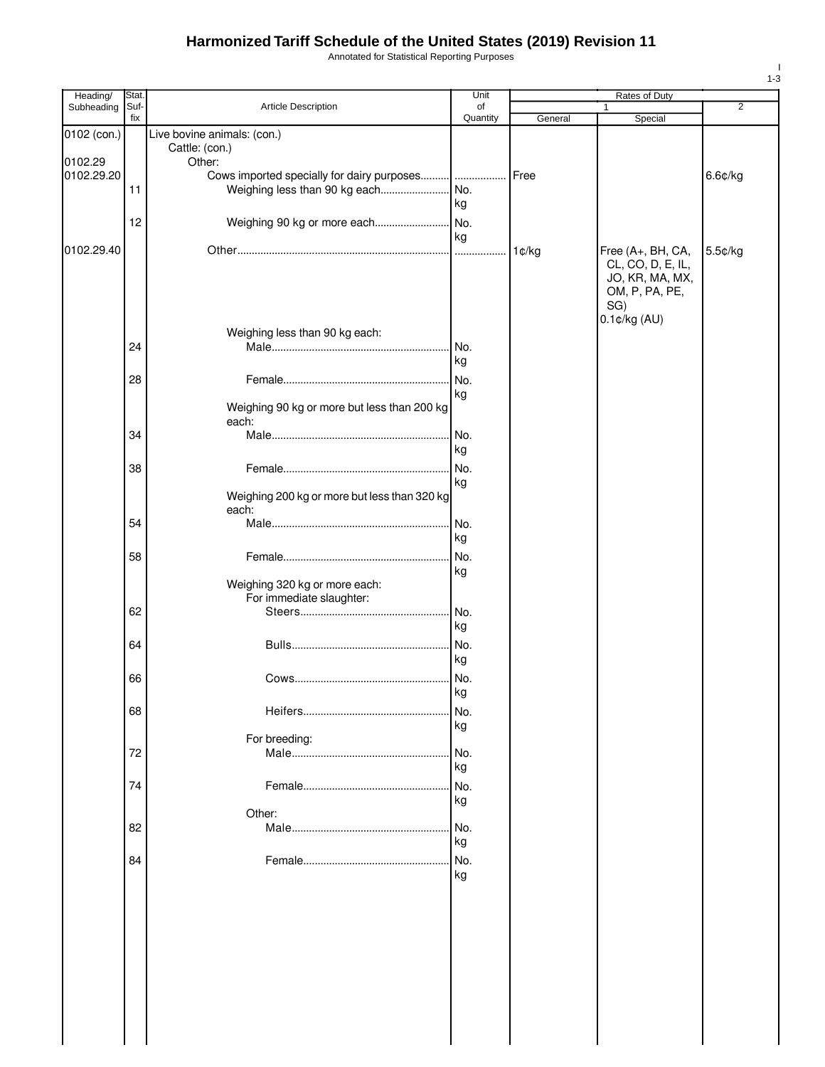# Harmonized Tariff Schedule of the United States (2019) Revision 11

Annotated for Statistical Reporting Purposes

| Heading/ Subheading | Stat. Suf- fix | Article Description | Unit of Quantity | Rates of Duty 1 General | 1 Special | 2 |
|---|---|---|---|---|---|---|
| 0102 (con.) | | Live bovine animals: (con.) | | | | |
| | | Cattle: (con.) | | | | |
| 0102.29 | | Other: | | | | |
| 0102.29.20 | | Cows imported specially for dairy purposes | | Free | | 6.6¢/kg |
| | 11 | Weighing less than 90 kg each | No. kg | | | |
| | 12 | Weighing 90 kg or more each | No. kg | | | |
| 0102.29.40 | | Other | | 1¢/kg | Free (A+, BH, CA, CL, CO, D, E, IL, JO, KR, MA, MX, OM, P, PA, PE, SG) 0.1¢/kg (AU) | 5.5¢/kg |
| | | Weighing less than 90 kg each: | | | | |
| | 24 | Male | No. kg | | | |
| | 28 | Female | No. kg | | | |
| | | Weighing 90 kg or more but less than 200 kg each: | | | | |
| | 34 | Male | No. kg | | | |
| | 38 | Female | No. kg | | | |
| | | Weighing 200 kg or more but less than 320 kg each: | | | | |
| | 54 | Male | No. kg | | | |
| | 58 | Female | No. kg | | | |
| | | Weighing 320 kg or more each: | | | | |
| | | For immediate slaughter: | | | | |
| | 62 | Steers | No. kg | | | |
| | 64 | Bulls | No. kg | | | |
| | 66 | Cows | No. kg | | | |
| | 68 | Heifers | No. kg | | | |
| | | For breeding: | | | | |
| | 72 | Male | No. kg | | | |
| | 74 | Female | No. kg | | | |
| | | Other: | | | | |
| | 82 | Male | No. kg | | | |
| | 84 | Female | No. kg | | | |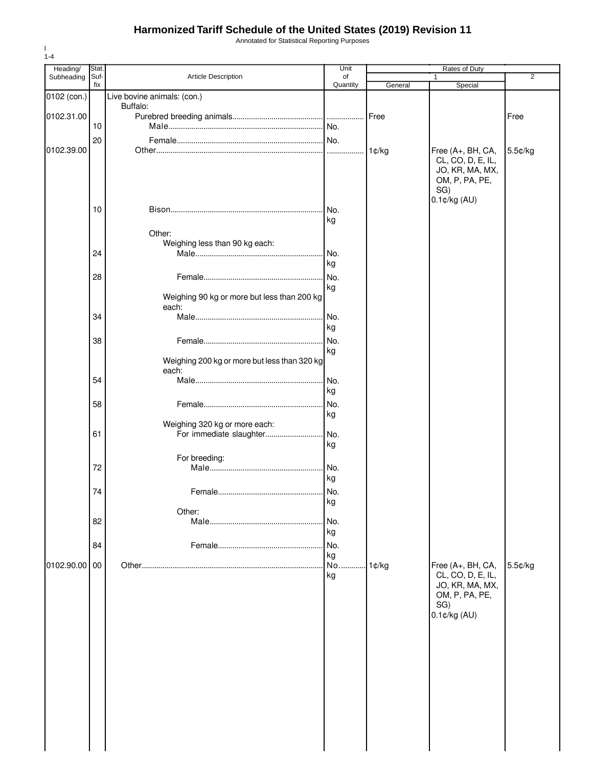# Harmonized Tariff Schedule of the United States (2019) Revision 11

Annotated for Statistical Reporting Purposes

| Heading/ Subheading | Stat. Suf-fix | Article Description | Unit of Quantity | Rates of Duty 1 General | Rates of Duty 1 Special | Rates of Duty 2 |
|---|---|---|---|---|---|---|
| 0102 (con.) | | Live bovine animals: (con.) | | | | |
| | | Buffalo: | | | | |
| 0102.31.00 | | Purebred breeding animals | | Free | | Free |
| | 10 | Male | No. | | | |
| | 20 | Female | No. | | | |
| 0102.39.00 | | Other | | 1¢/kg | Free (A+, BH, CA, CL, CO, D, E, IL, JO, KR, MA, MX, OM, P, PA, PE, SG) 0.1¢/kg (AU) | 5.5¢/kg |
| | 10 | Bison | No. kg | | | |
| | | Other: | | | | |
| | | Weighing less than 90 kg each: | | | | |
| | 24 | Male | No. kg | | | |
| | 28 | Female | No. kg | | | |
| | | Weighing 90 kg or more but less than 200 kg each: | | | | |
| | 34 | Male | No. kg | | | |
| | 38 | Female | No. kg | | | |
| | | Weighing 200 kg or more but less than 320 kg each: | | | | |
| | 54 | Male | No. kg | | | |
| | 58 | Female | No. kg | | | |
| | | Weighing 320 kg or more each: | | | | |
| | 61 | For immediate slaughter | No. kg | | | |
| | | For breeding: | | | | |
| | 72 | Male | No. kg | | | |
| | 74 | Female | No. kg | | | |
| | | Other: | | | | |
| | 82 | Male | No. kg | | | |
| | 84 | Female | No. kg | | | |
| 0102.90.00 | 00 | Other | No. kg | 1¢/kg | Free (A+, BH, CA, CL, CO, D, E, IL, JO, KR, MA, MX, OM, P, PA, PE, SG) 0.1¢/kg (AU) | 5.5¢/kg |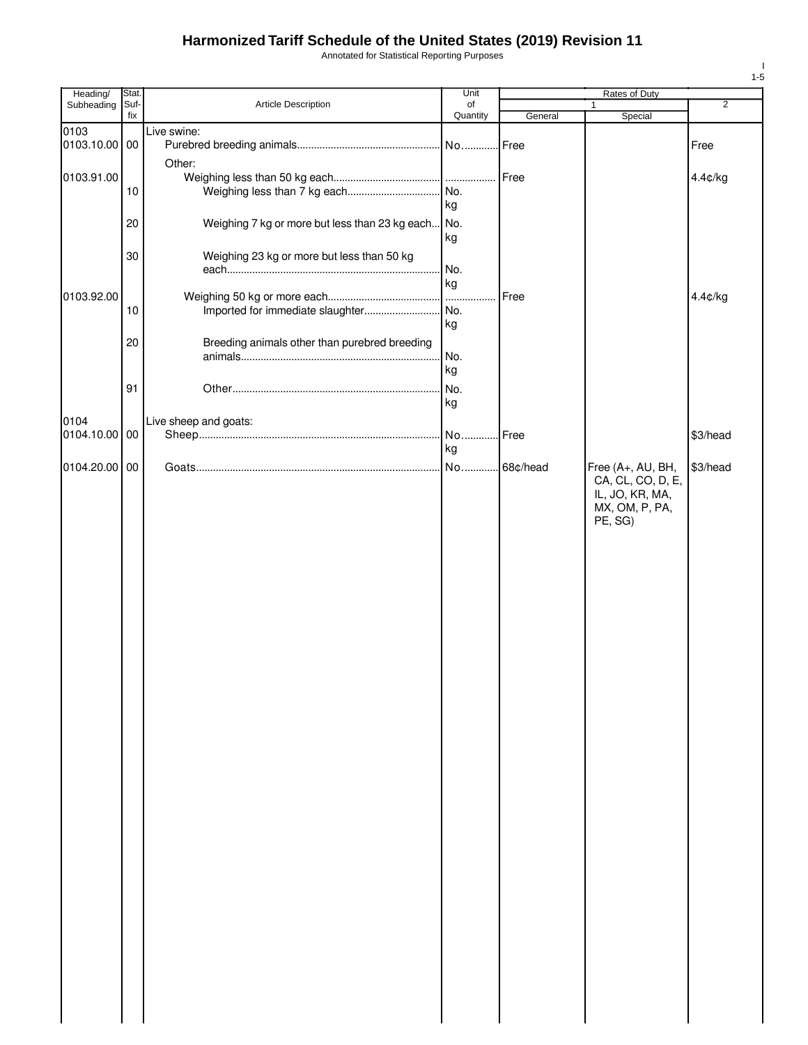# Harmonized Tariff Schedule of the United States (2019) Revision 11

Annotated for Statistical Reporting Purposes

| Heading/ Subheading | Stat. Suf- fix | Article Description | Unit of Quantity | Rates of Duty 1 General | Special | 2 |
|---|---|---|---|---|---|---|
| 0103 | | Live swine: | | | | |
| 0103.10.00 | 00 | Purebred breeding animals | No. | Free | | Free |
| | | Other: | | | | |
| 0103.91.00 | | Weighing less than 50 kg each | | Free | | 4.4¢/kg |
| | 10 | Weighing less than 7 kg each | No. kg | | | |
| | 20 | Weighing 7 kg or more but less than 23 kg each | No. kg | | | |
| | 30 | Weighing 23 kg or more but less than 50 kg each | No. kg | | | |
| 0103.92.00 | | Weighing 50 kg or more each | | Free | | 4.4¢/kg |
| | 10 | Imported for immediate slaughter | No. kg | | | |
| | 20 | Breeding animals other than purebred breeding animals | No. kg | | | |
| | 91 | Other | No. kg | | | |
| 0104 | | Live sheep and goats: | | | | |
| 0104.10.00 | 00 | Sheep | No. kg | Free | | $3/head |
| 0104.20.00 | 00 | Goats | No. | 68¢/head | Free (A+, AU, BH, CA, CL, CO, D, E, IL, JO, KR, MA, MX, OM, P, PA, PE, SG) | $3/head |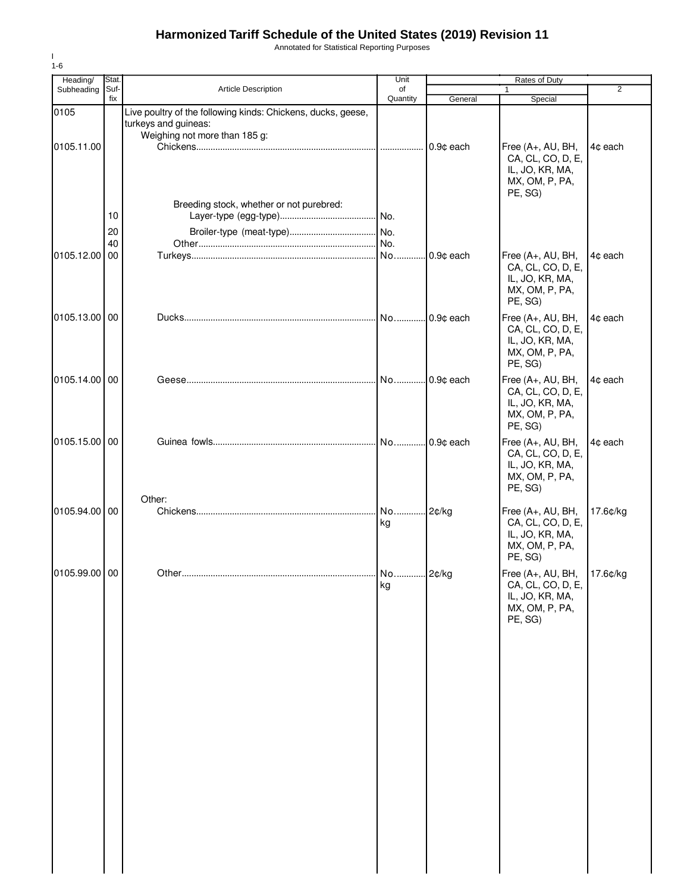# Harmonized Tariff Schedule of the United States (2019) Revision 11

Annotated for Statistical Reporting Purposes

I
1-6

| Heading/ Subheading | Stat. Suf- fix | Article Description | Unit of Quantity | Rates of Duty | | |
|---|---|---|---|---|---|---|
| | | | | 1 | | 2 |
| | | | | General | Special | |
| 0105 | | Live poultry of the following kinds: Chickens, ducks, geese, turkeys and guineas: | | | | |
| | | Weighing not more than 185 g: | | | | |
| 0105.11.00 | | Chickens | | 0.9¢ each | Free (A+, AU, BH, CA, CL, CO, D, E, IL, JO, KR, MA, MX, OM, P, PA, PE, SG) | 4¢ each |
| | | Breeding stock, whether or not purebred: | | | | |
| | 10 | Layer-type (egg-type) | No. | | | |
| | 20 | Broiler-type (meat-type) | No. | | | |
| | 40 | Other | No. | | | |
| 0105.12.00 | 00 | Turkeys | No. | 0.9¢ each | Free (A+, AU, BH, CA, CL, CO, D, E, IL, JO, KR, MA, MX, OM, P, PA, PE, SG) | 4¢ each |
| 0105.13.00 | 00 | Ducks | No. | 0.9¢ each | Free (A+, AU, BH, CA, CL, CO, D, E, IL, JO, KR, MA, MX, OM, P, PA, PE, SG) | 4¢ each |
| 0105.14.00 | 00 | Geese | No. | 0.9¢ each | Free (A+, AU, BH, CA, CL, CO, D, E, IL, JO, KR, MA, MX, OM, P, PA, PE, SG) | 4¢ each |
| 0105.15.00 | 00 | Guinea fowls | No. | 0.9¢ each | Free (A+, AU, BH, CA, CL, CO, D, E, IL, JO, KR, MA, MX, OM, P, PA, PE, SG) | 4¢ each |
| | | Other: | | | | |
| 0105.94.00 | 00 | Chickens | No. kg | 2¢/kg | Free (A+, AU, BH, CA, CL, CO, D, E, IL, JO, KR, MA, MX, OM, P, PA, PE, SG) | 17.6¢/kg |
| 0105.99.00 | 00 | Other | No. kg | 2¢/kg | Free (A+, AU, BH, CA, CL, CO, D, E, IL, JO, KR, MA, MX, OM, P, PA, PE, SG) | 17.6¢/kg |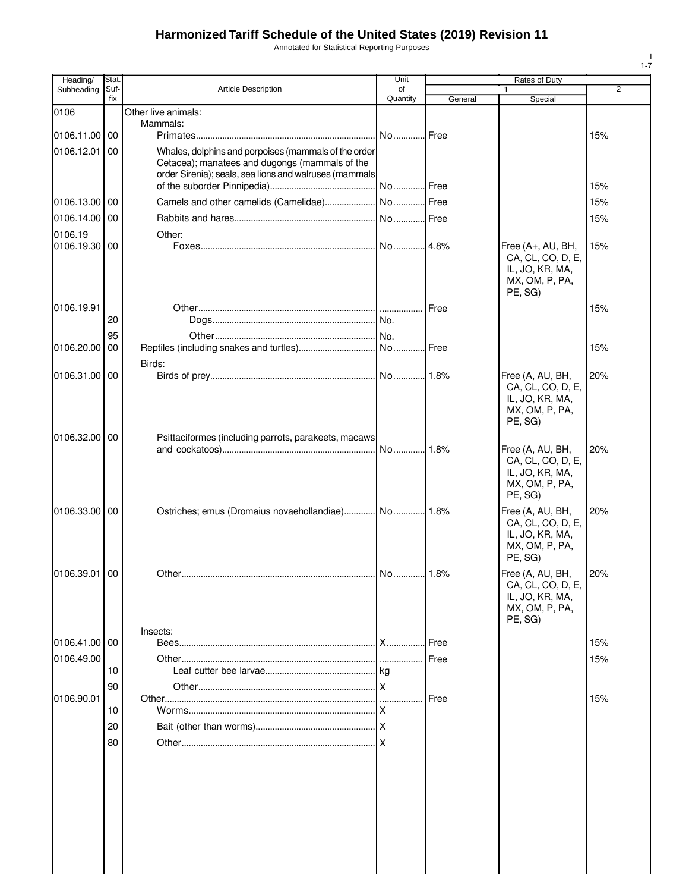# Harmonized Tariff Schedule of the United States (2019) Revision 11

Annotated for Statistical Reporting Purposes

| Heading/ Subheading | Stat. Suf-fix | Article Description | Unit of Quantity | Rates of Duty 1 General | Special | 2 |
|---|---|---|---|---|---|---|
| 0106 | | Other live animals: | | | | |
| | | Mammals: | | | | |
| 0106.11.00 | 00 | Primates | No. | Free | | 15% |
| 0106.12.01 | 00 | Whales, dolphins and porpoises (mammals of the order Cetacea); manatees and dugongs (mammals of the order Sirenia); seals, sea lions and walruses (mammals of the suborder Pinnipedia) | No. | Free | | 15% |
| 0106.13.00 | 00 | Camels and other camelids (Camelidae) | No. | Free | | 15% |
| 0106.14.00 | 00 | Rabbits and hares | No. | Free | | 15% |
| 0106.19 | | Other: | | | | |
| 0106.19.30 | 00 | Foxes | No. | 4.8% | Free (A+, AU, BH, CA, CL, CO, D, E, IL, JO, KR, MA, MX, OM, P, PA, PE, SG) | 15% |
| 0106.19.91 | | Other | | Free | | 15% |
| | 20 | Dogs | No. | | | |
| | 95 | Other | No. | | | |
| 0106.20.00 | 00 | Reptiles (including snakes and turtles) | No. | Free | | 15% |
| | | Birds: | | | | |
| 0106.31.00 | 00 | Birds of prey | No. | 1.8% | Free (A, AU, BH, CA, CL, CO, D, E, IL, JO, KR, MA, MX, OM, P, PA, PE, SG) | 20% |
| 0106.32.00 | 00 | Psittaciformes (including parrots, parakeets, macaws and cockatoos) | No. | 1.8% | Free (A, AU, BH, CA, CL, CO, D, E, IL, JO, KR, MA, MX, OM, P, PA, PE, SG) | 20% |
| 0106.33.00 | 00 | Ostriches; emus (Dromaius novaehollandiae) | No. | 1.8% | Free (A, AU, BH, CA, CL, CO, D, E, IL, JO, KR, MA, MX, OM, P, PA, PE, SG) | 20% |
| 0106.39.01 | 00 | Other | No. | 1.8% | Free (A, AU, BH, CA, CL, CO, D, E, IL, JO, KR, MA, MX, OM, P, PA, PE, SG) | 20% |
| | | Insects: | | | | |
| 0106.41.00 | 00 | Bees | X | Free | | 15% |
| 0106.49.00 | | Other | | Free | | 15% |
| | 10 | Leaf cutter bee larvae | kg | | | |
| | 90 | Other | X | | | |
| 0106.90.01 | | Other | | Free | | 15% |
| | 10 | Worms | X | | | |
| | 20 | Bait (other than worms) | X | | | |
| | 80 | Other | X | | | |